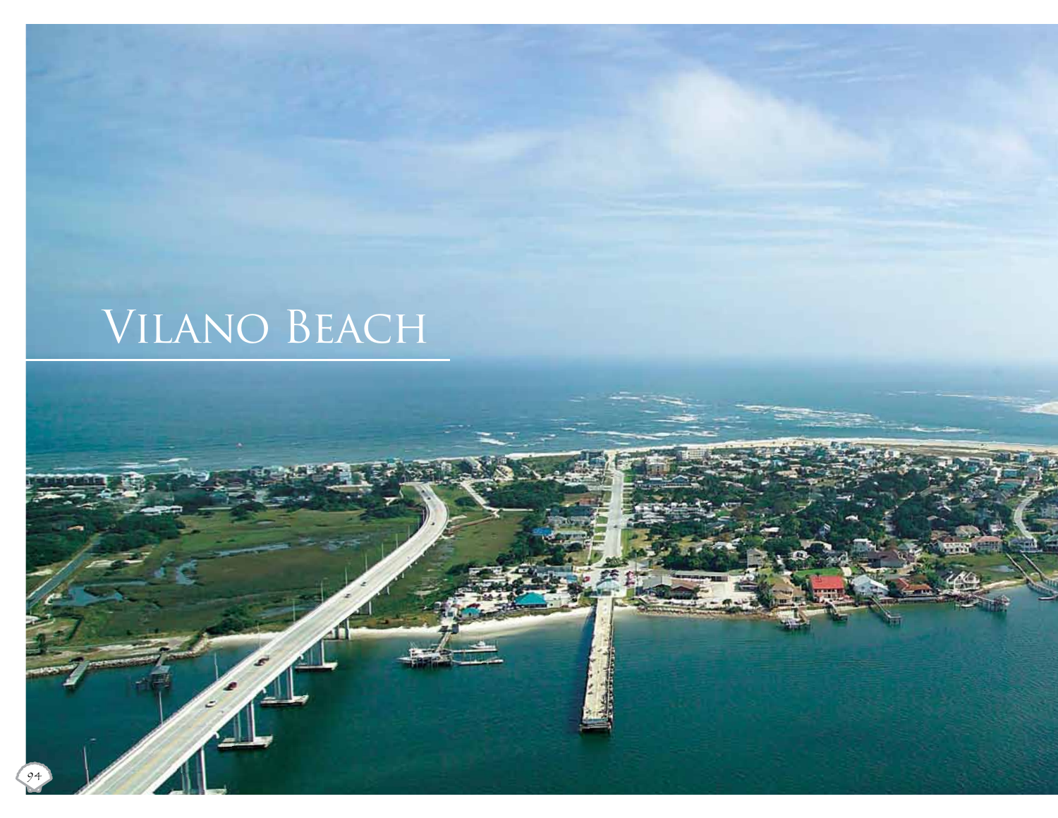# Vilano Beach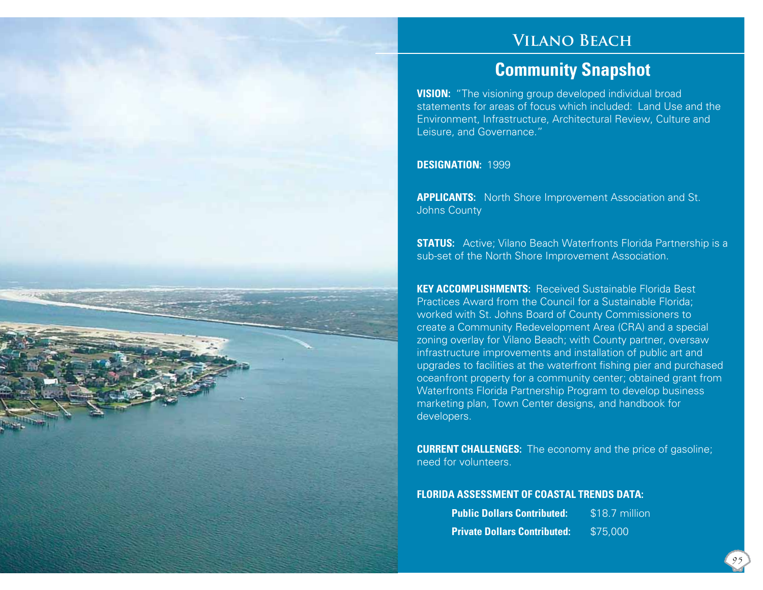# Vilano Beach

## Community Snapshot

**VISION:** "The visioning group developed individual broad statements for areas of focus which included: Land Use and the Environment, Infrastructure, Architectural Review, Culture and Leisure, and Governance."

**DESIGNATION:** 1999

**APPLICANTS:** North Shore Improvement Association and St. Johns County

**STATUS:** Active; Vilano Beach Waterfronts Florida Partnership is a sub-set of the North Shore Improvement Association.

**KEY ACCOMPLISHMENTS:** Received Sustainable Florida Best Practices Award from the Council for a Sustainable Florida; worked with St. Johns Board of County Commissioners to create a Community Redevelopment Area (CRA) and a special zoning overlay for Vilano Beach; with County partner, oversaw infrastructure improvements and installation of public art and upgrades to facilities at the waterfront fishing pier and purchased oceanfront property for a community center; obtained grant from Waterfronts Florida Partnership Program to develop business marketing plan, Town Center designs, and handbook for developers.

**CURRENT CHALLENGES:** The economy and the price of gasoline; need for volunteers.

**FLORIDA ASSESSMENT OF COASTAL TRENDS DATA:**

| | |
|---|---|
| **Public Dollars Contributed:** | $18.7 million |
| **Private Dollars Contributed:** | $75,000 |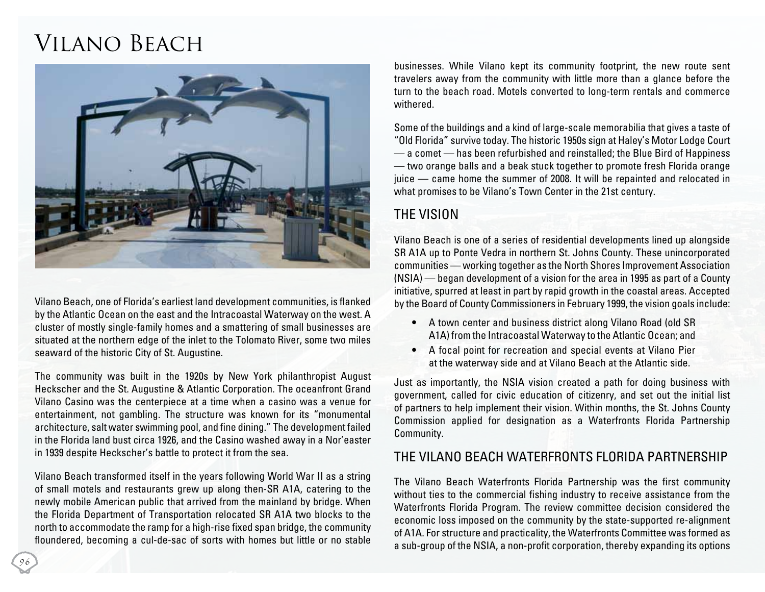# Vilano Beach

Vilano Beach, one of Florida's earliest land development communities, is flanked by the Atlantic Ocean on the east and the Intracoastal Waterway on the west. A cluster of mostly single-family homes and a smattering of small businesses are situated at the northern edge of the inlet to the Tolomato River, some two miles seaward of the historic City of St. Augustine.

The community was built in the 1920s by New York philanthropist August Heckscher and the St. Augustine & Atlantic Corporation. The oceanfront Grand Vilano Casino was the centerpiece at a time when a casino was a venue for entertainment, not gambling. The structure was known for its "monumental architecture, salt water swimming pool, and fine dining." The development failed in the Florida land bust circa 1926, and the Casino washed away in a Nor'easter in 1939 despite Heckscher's battle to protect it from the sea.

Vilano Beach transformed itself in the years following World War II as a string of small motels and restaurants grew up along then-SR A1A, catering to the newly mobile American public that arrived from the mainland by bridge. When the Florida Department of Transportation relocated SR A1A two blocks to the north to accommodate the ramp for a high-rise fixed span bridge, the community floundered, becoming a cul-de-sac of sorts with homes but little or no stable businesses. While Vilano kept its community footprint, the new route sent travelers away from the community with little more than a glance before the turn to the beach road. Motels converted to long-term rentals and commerce withered.

Some of the buildings and a kind of large-scale memorabilia that gives a taste of "Old Florida" survive today. The historic 1950s sign at Haley's Motor Lodge Court — a comet — has been refurbished and reinstalled; the Blue Bird of Happiness — two orange balls and a beak stuck together to promote fresh Florida orange juice — came home the summer of 2008. It will be repainted and relocated in what promises to be Vilano's Town Center in the 21st century.

## The Vision

Vilano Beach is one of a series of residential developments lined up alongside SR A1A up to Ponte Vedra in northern St. Johns County. These unincorporated communities — working together as the North Shores Improvement Association (NSIA) — began development of a vision for the area in 1995 as part of a County initiative, spurred at least in part by rapid growth in the coastal areas. Accepted by the Board of County Commissioners in February 1999, the vision goals include:

- A town center and business district along Vilano Road (old SR A1A) from the Intracoastal Waterway to the Atlantic Ocean; and
- A focal point for recreation and special events at Vilano Pier at the waterway side and at Vilano Beach at the Atlantic side.

Just as importantly, the NSIA vision created a path for doing business with government, called for civic education of citizenry, and set out the initial list of partners to help implement their vision. Within months, the St. Johns County Commission applied for designation as a Waterfronts Florida Partnership Community.

## The Vilano Beach Waterfronts Florida Partnership

The Vilano Beach Waterfronts Florida Partnership was the first community without ties to the commercial fishing industry to receive assistance from the Waterfronts Florida Program. The review committee decision considered the economic loss imposed on the community by the state-supported re-alignment of A1A. For structure and practicality, the Waterfronts Committee was formed as a sub-group of the NSIA, a non-profit corporation, thereby expanding its options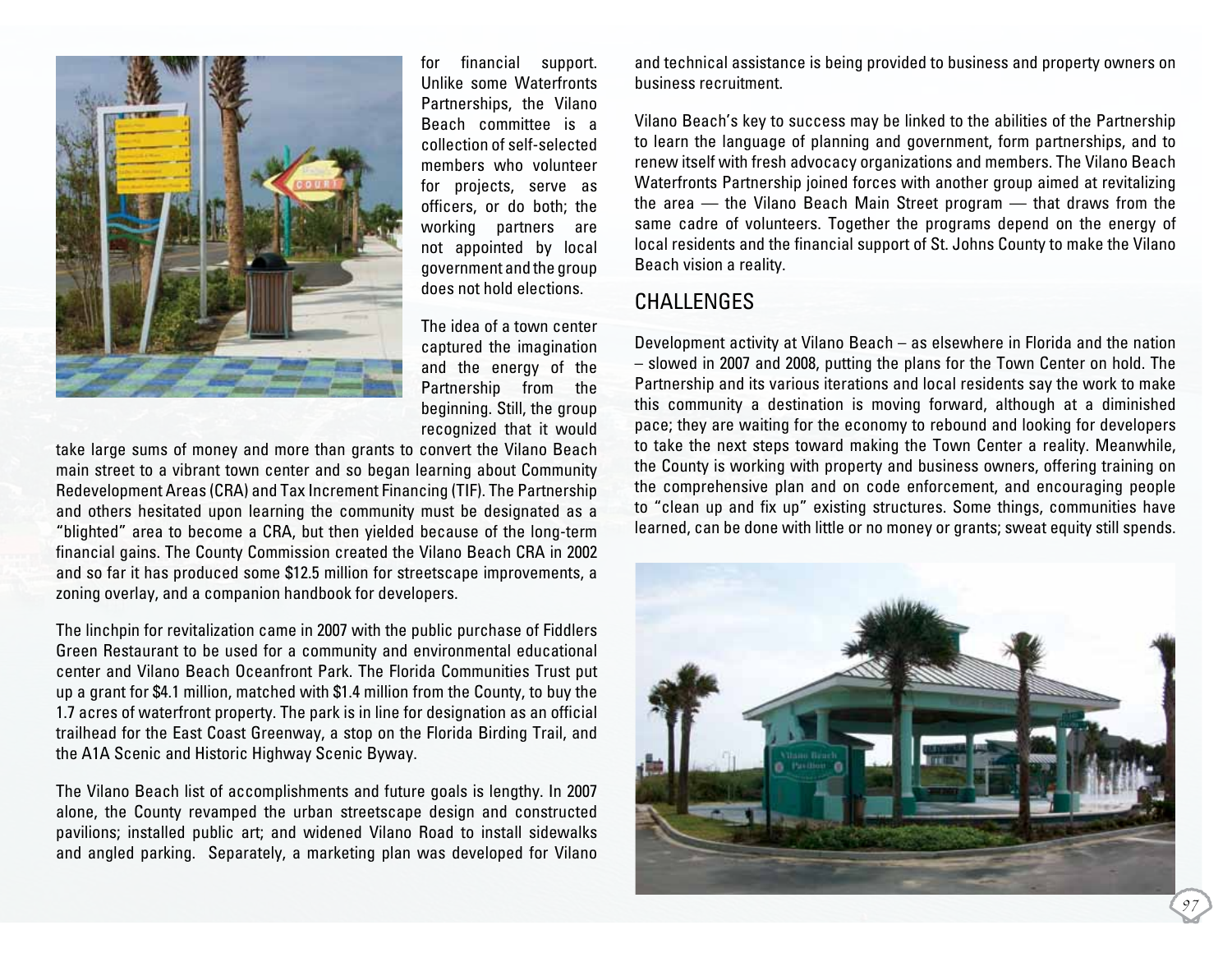for financial support. Unlike some Waterfronts Partnerships, the Vilano Beach committee is a collection of self-selected members who volunteer for projects, serve as officers, or do both; the working partners are not appointed by local government and the group does not hold elections.

The idea of a town center captured the imagination and the energy of the Partnership from the beginning. Still, the group recognized that it would take large sums of money and more than grants to convert the Vilano Beach main street to a vibrant town center and so began learning about Community Redevelopment Areas (CRA) and Tax Increment Financing (TIF). The Partnership and others hesitated upon learning the community must be designated as a "blighted" area to become a CRA, but then yielded because of the long-term financial gains. The County Commission created the Vilano Beach CRA in 2002 and so far it has produced some $12.5 million for streetscape improvements, a zoning overlay, and a companion handbook for developers.

The linchpin for revitalization came in 2007 with the public purchase of Fiddlers Green Restaurant to be used for a community and environmental educational center and Vilano Beach Oceanfront Park. The Florida Communities Trust put up a grant for $4.1 million, matched with $1.4 million from the County, to buy the 1.7 acres of waterfront property. The park is in line for designation as an official trailhead for the East Coast Greenway, a stop on the Florida Birding Trail, and the A1A Scenic and Historic Highway Scenic Byway.

The Vilano Beach list of accomplishments and future goals is lengthy. In 2007 alone, the County revamped the urban streetscape design and constructed pavilions; installed public art; and widened Vilano Road to install sidewalks and angled parking. Separately, a marketing plan was developed for Vilano and technical assistance is being provided to business and property owners on business recruitment.

Vilano Beach's key to success may be linked to the abilities of the Partnership to learn the language of planning and government, form partnerships, and to renew itself with fresh advocacy organizations and members. The Vilano Beach Waterfronts Partnership joined forces with another group aimed at revitalizing the area — the Vilano Beach Main Street program — that draws from the same cadre of volunteers. Together the programs depend on the energy of local residents and the financial support of St. Johns County to make the Vilano Beach vision a reality.

## CHALLENGES

Development activity at Vilano Beach – as elsewhere in Florida and the nation – slowed in 2007 and 2008, putting the plans for the Town Center on hold. The Partnership and its various iterations and local residents say the work to make this community a destination is moving forward, although at a diminished pace; they are waiting for the economy to rebound and looking for developers to take the next steps toward making the Town Center a reality. Meanwhile, the County is working with property and business owners, offering training on the comprehensive plan and on code enforcement, and encouraging people to "clean up and fix up" existing structures. Some things, communities have learned, can be done with little or no money or grants; sweat equity still spends.